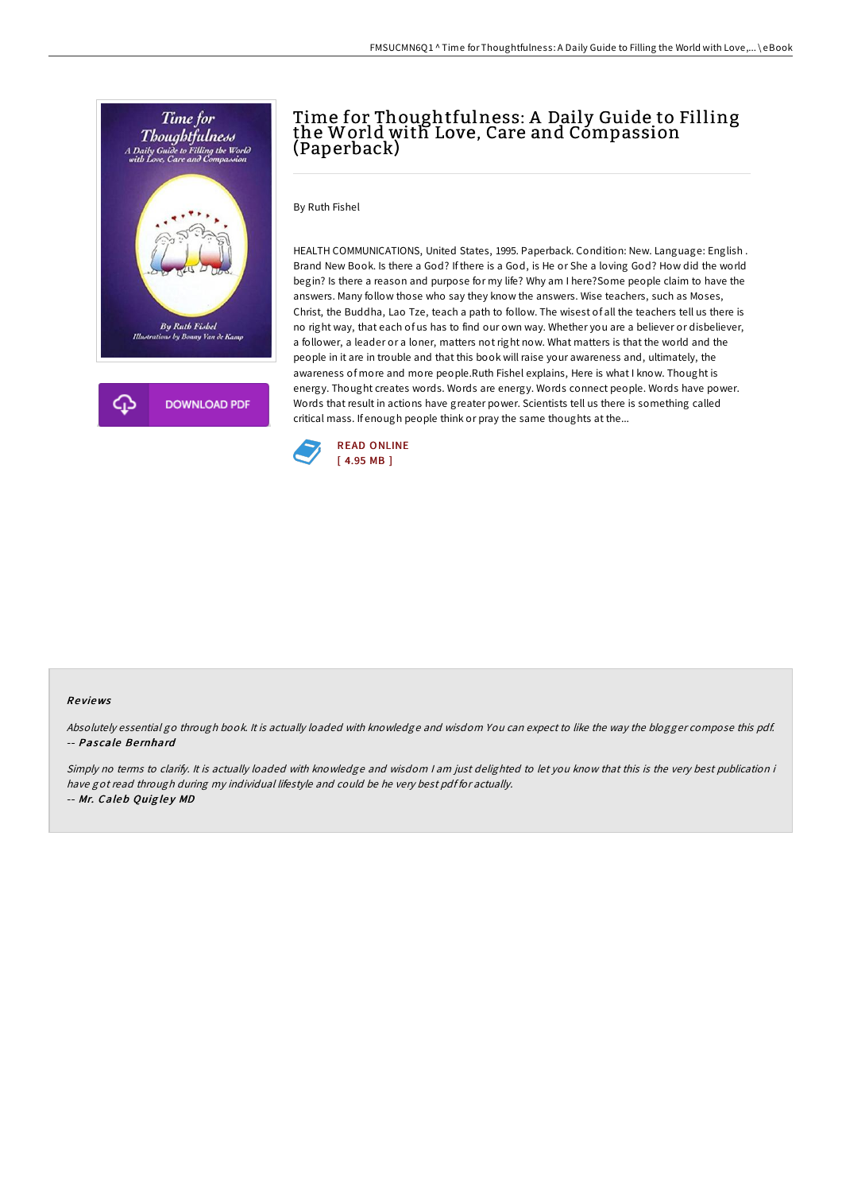# Time for Thoughtfulness: A Daily Guide to Filling the World with Love, Care and Compassion (Paperback)

By Ruth Fishel

HEALTH COMMUNICATIONS, United States, 1995. Paperback. Condition: New. Language: English . Brand New Book. Is there a God? If there is a God, is He or She a loving God? How did the world begin? Is there a reason and purpose for my life? Why am I here?Some people claim to have the answers. Many follow those who say they know the answers. Wise teachers, such as Moses, Christ, the Buddha, Lao Tze, teach a path to follow. The wisest of all the teachers tell us there is no right way, that each of us has to find our own way. Whether you are a believer or disbeliever, a follower, a leader or a loner, matters not right now. What matters is that the world and the people in it are in trouble and that this book will raise your awareness and, ultimately, the awareness of more and more people.Ruth Fishel explains, Here is what I know. Thought is energy. Thought creates words. Words are energy. Words connect people. Words have power. Words that result in actions have greater power. Scientists tell us there is something called critical mass. If enough people think or pray the same thoughts at the...

DOWNLOAD PDF

READ ONLINE
[ 4.95 MB ]

## Reviews

*Absolutely essential go through book. It is actually loaded with knowledge and wisdom You can expect to like the way the blogger compose this pdf.*
*-- **Pascale Bernhard***

*Simply no terms to clarify. It is actually loaded with knowledge and wisdom I am just delighted to let you know that this is the very best publication i have got read through during my individual lifestyle and could be he very best pdf for actually.*
*-- **Mr. Caleb Quigley MD***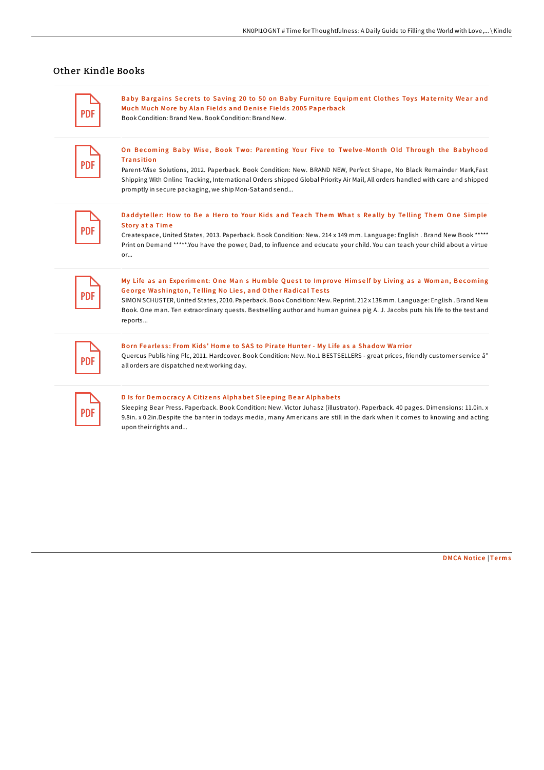## Other Kindle Books

PDF

**Baby Bargains Secrets to Saving 20 to 50 on Baby Furniture Equipment Clothes Toys Maternity Wear and Much Much More by Alan Fields and Denise Fields 2005 Paperback**

Book Condition: Brand New. Book Condition: Brand New.

PDF

**On Becoming Baby Wise, Book Two: Parenting Your Five to Twelve-Month Old Through the Babyhood Transition**

Parent-Wise Solutions, 2012. Paperback. Book Condition: New. BRAND NEW, Perfect Shape, No Black Remainder Mark,Fast Shipping With Online Tracking, International Orders shipped Global Priority Air Mail, All orders handled with care and shipped promptly in secure packaging, we ship Mon-Sat and send...

PDF

**Daddyteller: How to Be a Hero to Your Kids and Teach Them What s Really by Telling Them One Simple Story at a Time**

Createspace, United States, 2013. Paperback. Book Condition: New. 214 x 149 mm. Language: English . Brand New Book ***** Print on Demand *****.You have the power, Dad, to influence and educate your child. You can teach your child about a virtue or...

PDF

**My Life as an Experiment: One Man s Humble Quest to Improve Himself by Living as a Woman, Becoming George Washington, Telling No Lies, and Other Radical Tests**

SIMON SCHUSTER, United States, 2010. Paperback. Book Condition: New. Reprint. 212 x 138 mm. Language: English . Brand New Book. One man. Ten extraordinary quests. Bestselling author and human guinea pig A. J. Jacobs puts his life to the test and reports...

PDF

**Born Fearless: From Kids' Home to SAS to Pirate Hunter - My Life as a Shadow Warrior**

Quercus Publishing Plc, 2011. Hardcover. Book Condition: New. No.1 BESTSELLERS - great prices, friendly customer service â" all orders are dispatched next working day.

PDF

**D Is for Democracy A Citizens Alphabet Sleeping Bear Alphabets**

Sleeping Bear Press. Paperback. Book Condition: New. Victor Juhasz (illustrator). Paperback. 40 pages. Dimensions: 11.0in. x 9.8in. x 0.2in.Despite the banter in todays media, many Americans are still in the dark when it comes to knowing and acting upon their rights and...